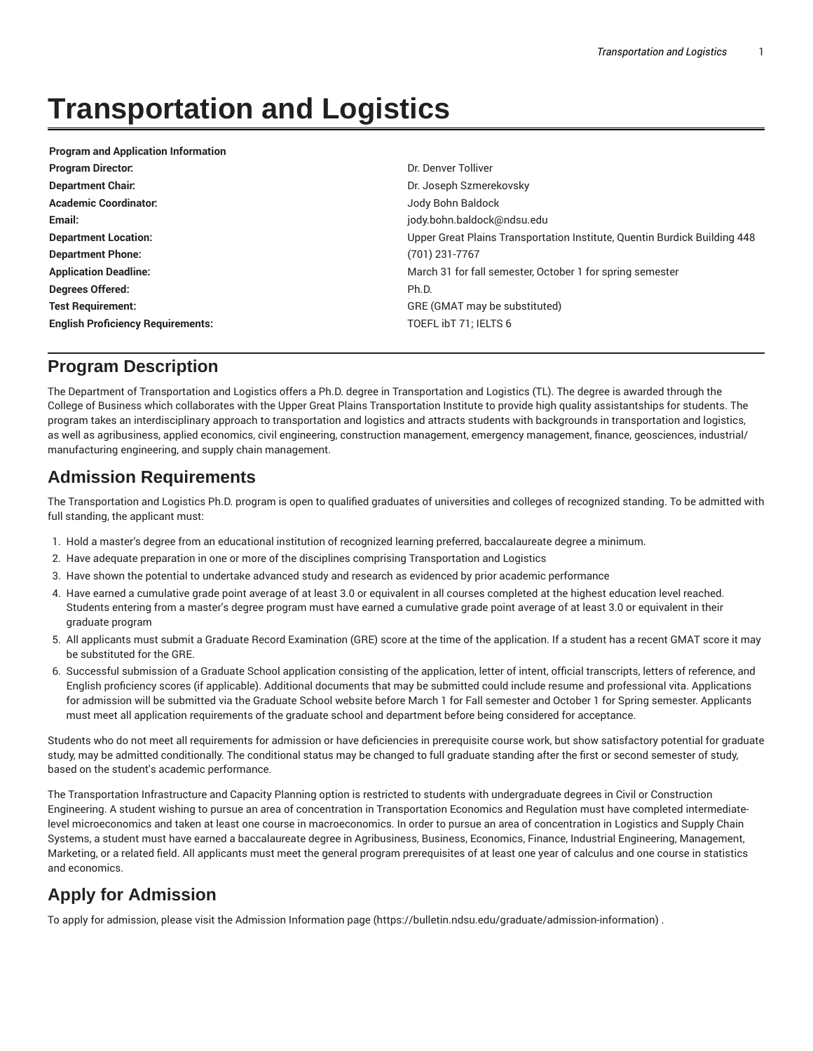# Transportation and Logistics

| Program and Application Information | |
|---|---|
| **Program Director:** | Dr. Denver Tolliver |
| **Department Chair:** | Dr. Joseph Szmerekovsky |
| **Academic Coordinator:** | Jody Bohn Baldock |
| **Email:** | jody.bohn.baldock@ndsu.edu |
| **Department Location:** | Upper Great Plains Transportation Institute, Quentin Burdick Building 448 |
| **Department Phone:** | (701) 231-7767 |
| **Application Deadline:** | March 31 for fall semester, October 1 for spring semester |
| **Degrees Offered:** | Ph.D. |
| **Test Requirement:** | GRE (GMAT may be substituted) |
| **English Proficiency Requirements:** | TOEFL ibT 71; IELTS 6 |

## Program Description

The Department of Transportation and Logistics offers a Ph.D. degree in Transportation and Logistics (TL). The degree is awarded through the College of Business which collaborates with the Upper Great Plains Transportation Institute to provide high quality assistantships for students. The program takes an interdisciplinary approach to transportation and logistics and attracts students with backgrounds in transportation and logistics, as well as agribusiness, applied economics, civil engineering, construction management, emergency management, finance, geosciences, industrial/ manufacturing engineering, and supply chain management.

## Admission Requirements

The Transportation and Logistics Ph.D. program is open to qualified graduates of universities and colleges of recognized standing. To be admitted with full standing, the applicant must:

1. Hold a master's degree from an educational institution of recognized learning preferred, baccalaureate degree a minimum.
2. Have adequate preparation in one or more of the disciplines comprising Transportation and Logistics
3. Have shown the potential to undertake advanced study and research as evidenced by prior academic performance
4. Have earned a cumulative grade point average of at least 3.0 or equivalent in all courses completed at the highest education level reached. Students entering from a master's degree program must have earned a cumulative grade point average of at least 3.0 or equivalent in their graduate program
5. All applicants must submit a Graduate Record Examination (GRE) score at the time of the application. If a student has a recent GMAT score it may be substituted for the GRE.
6. Successful submission of a Graduate School application consisting of the application, letter of intent, official transcripts, letters of reference, and English proficiency scores (if applicable). Additional documents that may be submitted could include resume and professional vita. Applications for admission will be submitted via the Graduate School website before March 1 for Fall semester and October 1 for Spring semester. Applicants must meet all application requirements of the graduate school and department before being considered for acceptance.

Students who do not meet all requirements for admission or have deficiencies in prerequisite course work, but show satisfactory potential for graduate study, may be admitted conditionally. The conditional status may be changed to full graduate standing after the first or second semester of study, based on the student's academic performance.

The Transportation Infrastructure and Capacity Planning option is restricted to students with undergraduate degrees in Civil or Construction Engineering. A student wishing to pursue an area of concentration in Transportation Economics and Regulation must have completed intermediate-level microeconomics and taken at least one course in macroeconomics. In order to pursue an area of concentration in Logistics and Supply Chain Systems, a student must have earned a baccalaureate degree in Agribusiness, Business, Economics, Finance, Industrial Engineering, Management, Marketing, or a related field. All applicants must meet the general program prerequisites of at least one year of calculus and one course in statistics and economics.

## Apply for Admission

To apply for admission, please visit the Admission Information page (https://bulletin.ndsu.edu/graduate/admission-information) .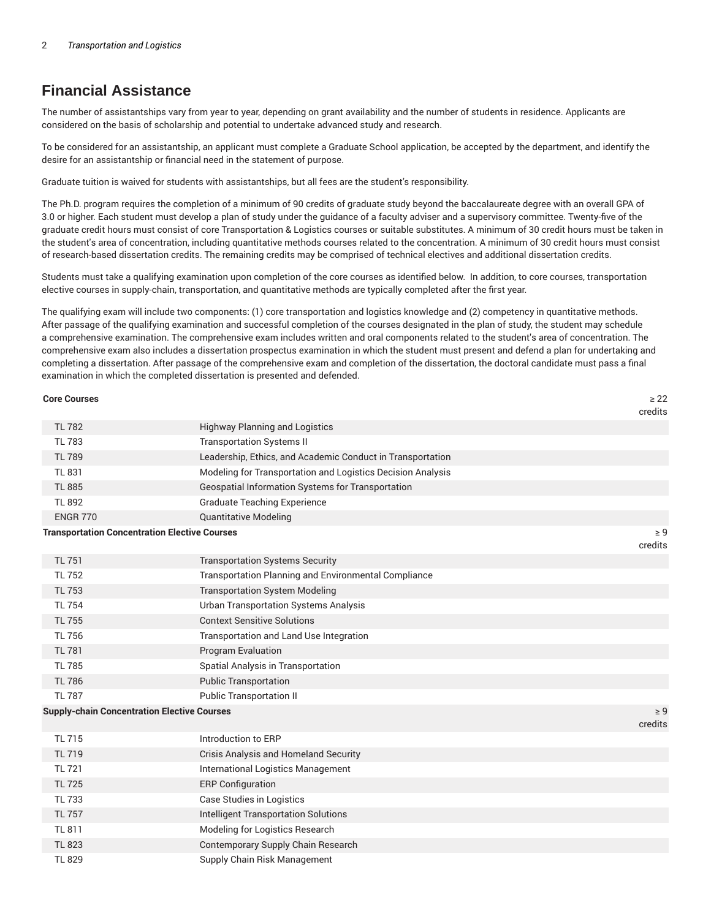## Financial Assistance

The number of assistantships vary from year to year, depending on grant availability and the number of students in residence. Applicants are considered on the basis of scholarship and potential to undertake advanced study and research.

To be considered for an assistantship, an applicant must complete a Graduate School application, be accepted by the department, and identify the desire for an assistantship or financial need in the statement of purpose.

Graduate tuition is waived for students with assistantships, but all fees are the student's responsibility.

The Ph.D. program requires the completion of a minimum of 90 credits of graduate study beyond the baccalaureate degree with an overall GPA of 3.0 or higher. Each student must develop a plan of study under the guidance of a faculty adviser and a supervisory committee. Twenty-five of the graduate credit hours must consist of core Transportation & Logistics courses or suitable substitutes. A minimum of 30 credit hours must be taken in the student's area of concentration, including quantitative methods courses related to the concentration. A minimum of 30 credit hours must consist of research-based dissertation credits. The remaining credits may be comprised of technical electives and additional dissertation credits.

Students must take a qualifying examination upon completion of the core courses as identified below. In addition, to core courses, transportation elective courses in supply-chain, transportation, and quantitative methods are typically completed after the first year.

The qualifying exam will include two components: (1) core transportation and logistics knowledge and (2) competency in quantitative methods. After passage of the qualifying examination and successful completion of the courses designated in the plan of study, the student may schedule a comprehensive examination. The comprehensive exam includes written and oral components related to the student's area of concentration. The comprehensive exam also includes a dissertation prospectus examination in which the student must present and defend a plan for undertaking and completing a dissertation. After passage of the comprehensive exam and completion of the dissertation, the doctoral candidate must pass a final examination in which the completed dissertation is presented and defended.

| Course | Title | Credits |
|---|---|---|
| **Core Courses** | | ≥ 22 credits |
| TL 782 | Highway Planning and Logistics | |
| TL 783 | Transportation Systems II | |
| TL 789 | Leadership, Ethics, and Academic Conduct in Transportation | |
| TL 831 | Modeling for Transportation and Logistics Decision Analysis | |
| TL 885 | Geospatial Information Systems for Transportation | |
| TL 892 | Graduate Teaching Experience | |
| ENGR 770 | Quantitative Modeling | |
| **Transportation Concentration Elective Courses** | | ≥ 9 credits |
| TL 751 | Transportation Systems Security | |
| TL 752 | Transportation Planning and Environmental Compliance | |
| TL 753 | Transportation System Modeling | |
| TL 754 | Urban Transportation Systems Analysis | |
| TL 755 | Context Sensitive Solutions | |
| TL 756 | Transportation and Land Use Integration | |
| TL 781 | Program Evaluation | |
| TL 785 | Spatial Analysis in Transportation | |
| TL 786 | Public Transportation | |
| TL 787 | Public Transportation II | |
| **Supply-chain Concentration Elective Courses** | | ≥ 9 credits |
| TL 715 | Introduction to ERP | |
| TL 719 | Crisis Analysis and Homeland Security | |
| TL 721 | International Logistics Management | |
| TL 725 | ERP Configuration | |
| TL 733 | Case Studies in Logistics | |
| TL 757 | Intelligent Transportation Solutions | |
| TL 811 | Modeling for Logistics Research | |
| TL 823 | Contemporary Supply Chain Research | |
| TL 829 | Supply Chain Risk Management | |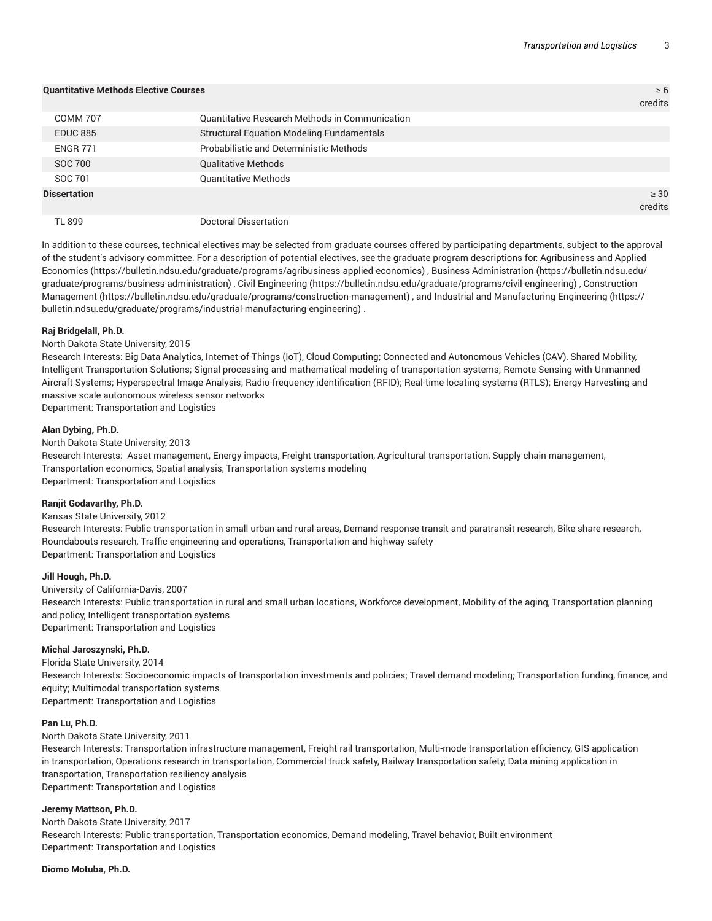| Quantitative Methods Elective Courses | | ≥ 6 credits |
| --- | --- | --- |
| COMM 707 | Quantitative Research Methods in Communication | |
| EDUC 885 | Structural Equation Modeling Fundamentals | |
| ENGR 771 | Probabilistic and Deterministic Methods | |
| SOC 700 | Qualitative Methods | |
| SOC 701 | Quantitative Methods | |
| **Dissertation** | | ≥ 30 credits |
| TL 899 | Doctoral Dissertation | |

In addition to these courses, technical electives may be selected from graduate courses offered by participating departments, subject to the approval of the student's advisory committee. For a description of potential electives, see the graduate program descriptions for: Agribusiness and Applied Economics (https://bulletin.ndsu.edu/graduate/programs/agribusiness-applied-economics) , Business Administration (https://bulletin.ndsu.edu/graduate/programs/business-administration) , Civil Engineering (https://bulletin.ndsu.edu/graduate/programs/civil-engineering) , Construction Management (https://bulletin.ndsu.edu/graduate/programs/construction-management) , and Industrial and Manufacturing Engineering (https://bulletin.ndsu.edu/graduate/programs/industrial-manufacturing-engineering) .

**Raj Bridgelall, Ph.D.**

North Dakota State University, 2015

Research Interests: Big Data Analytics, Internet-of-Things (IoT), Cloud Computing; Connected and Autonomous Vehicles (CAV), Shared Mobility, Intelligent Transportation Solutions; Signal processing and mathematical modeling of transportation systems; Remote Sensing with Unmanned Aircraft Systems; Hyperspectral Image Analysis; Radio-frequency identification (RFID); Real-time locating systems (RTLS); Energy Harvesting and massive scale autonomous wireless sensor networks

Department: Transportation and Logistics

**Alan Dybing, Ph.D.**

North Dakota State University, 2013

Research Interests: Asset management, Energy impacts, Freight transportation, Agricultural transportation, Supply chain management, Transportation economics, Spatial analysis, Transportation systems modeling

Department: Transportation and Logistics

**Ranjit Godavarthy, Ph.D.**

Kansas State University, 2012

Research Interests: Public transportation in small urban and rural areas, Demand response transit and paratransit research, Bike share research, Roundabouts research, Traffic engineering and operations, Transportation and highway safety

Department: Transportation and Logistics

**Jill Hough, Ph.D.**

University of California-Davis, 2007

Research Interests: Public transportation in rural and small urban locations, Workforce development, Mobility of the aging, Transportation planning and policy, Intelligent transportation systems

Department: Transportation and Logistics

**Michal Jaroszynski, Ph.D.**

Florida State University, 2014

Research Interests: Socioeconomic impacts of transportation investments and policies; Travel demand modeling; Transportation funding, finance, and equity; Multimodal transportation systems

Department: Transportation and Logistics

**Pan Lu, Ph.D.**

North Dakota State University, 2011

Research Interests: Transportation infrastructure management, Freight rail transportation, Multi-mode transportation efficiency, GIS application in transportation, Operations research in transportation, Commercial truck safety, Railway transportation safety, Data mining application in transportation, Transportation resiliency analysis

Department: Transportation and Logistics

**Jeremy Mattson, Ph.D.**

North Dakota State University, 2017

Research Interests: Public transportation, Transportation economics, Demand modeling, Travel behavior, Built environment

Department: Transportation and Logistics

**Diomo Motuba, Ph.D.**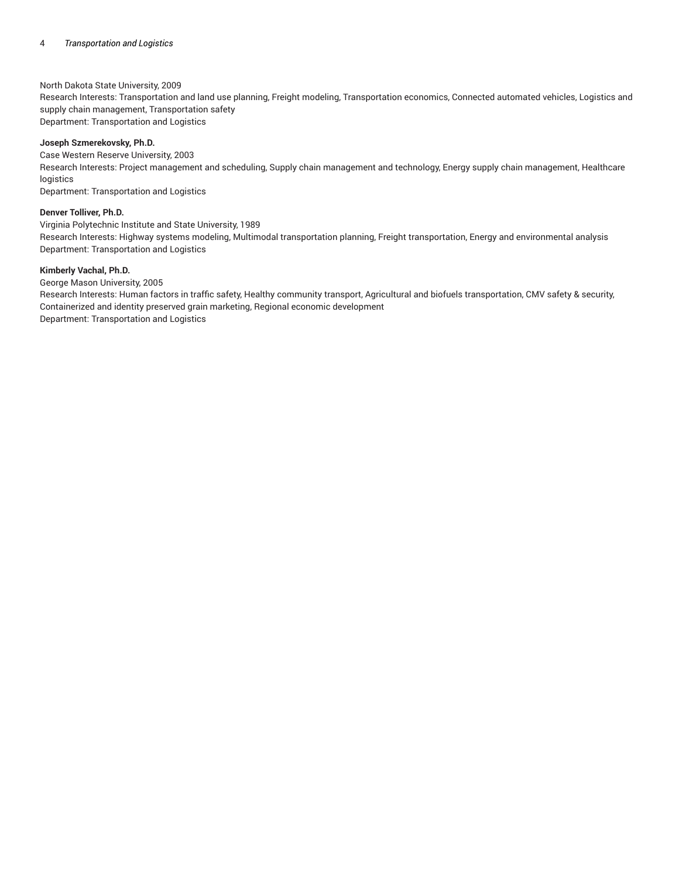North Dakota State University, 2009
Research Interests: Transportation and land use planning, Freight modeling, Transportation economics, Connected automated vehicles, Logistics and supply chain management, Transportation safety
Department: Transportation and Logistics

**Joseph Szmerekovsky, Ph.D.**
Case Western Reserve University, 2003
Research Interests: Project management and scheduling, Supply chain management and technology, Energy supply chain management, Healthcare logistics
Department: Transportation and Logistics

**Denver Tolliver, Ph.D.**
Virginia Polytechnic Institute and State University, 1989
Research Interests: Highway systems modeling, Multimodal transportation planning, Freight transportation, Energy and environmental analysis
Department: Transportation and Logistics

**Kimberly Vachal, Ph.D.**
George Mason University, 2005
Research Interests: Human factors in traffic safety, Healthy community transport, Agricultural and biofuels transportation, CMV safety & security, Containerized and identity preserved grain marketing, Regional economic development
Department: Transportation and Logistics